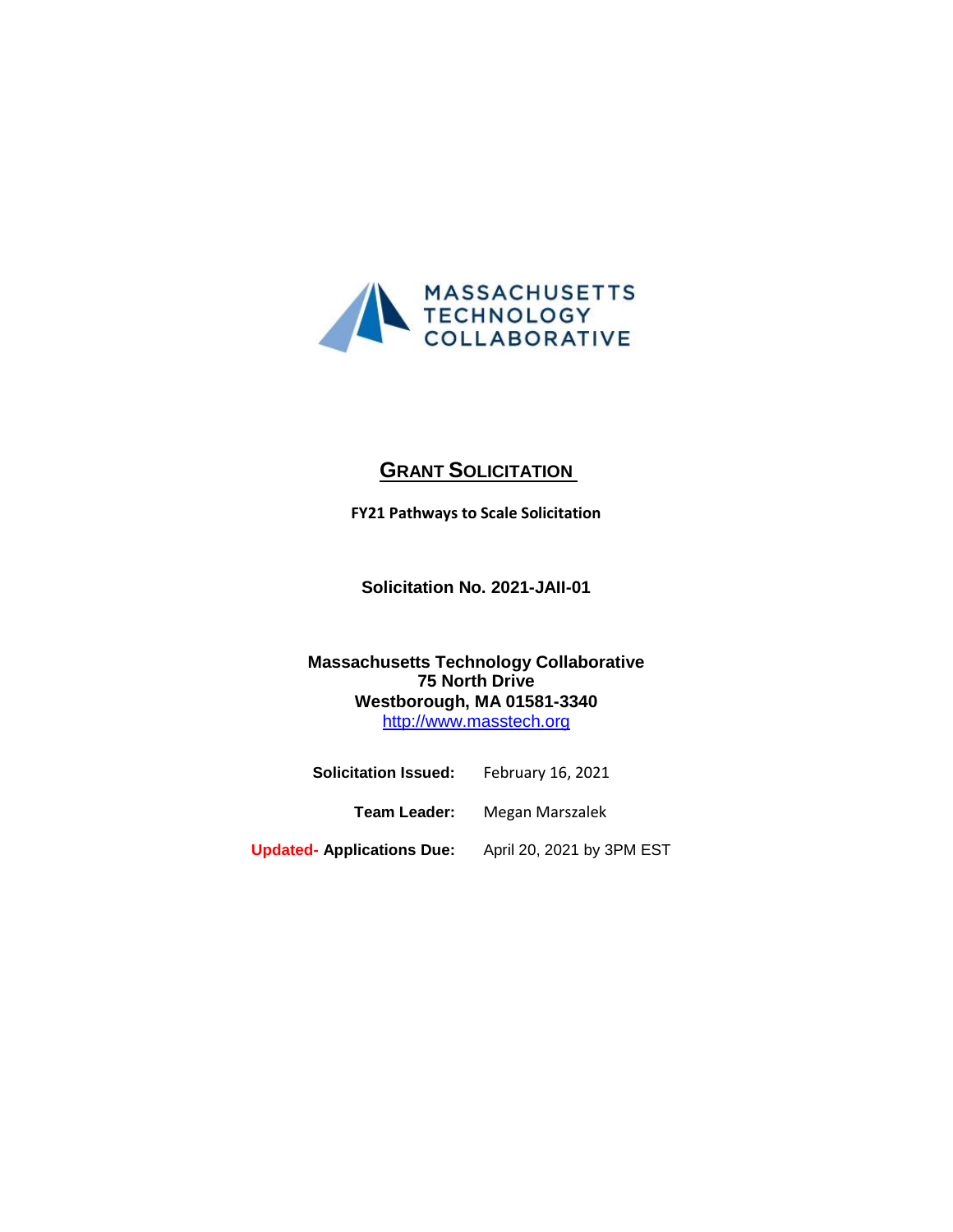MASSACHUSETTS TECHNOLOGY COLLABORATIVE

# GRANT SOLICITATION

**FY21 Pathways to Scale Solicitation**

**Solicitation No. 2021-JAII-01**

**Massachusetts Technology Collaborative**
**75 North Drive**
**Westborough, MA 01581-3340**
http://www.masstech.org

**Solicitation Issued:** February 16, 2021

**Team Leader:** Megan Marszalek

**Updated- Applications Due:** April 20, 2021 by 3PM EST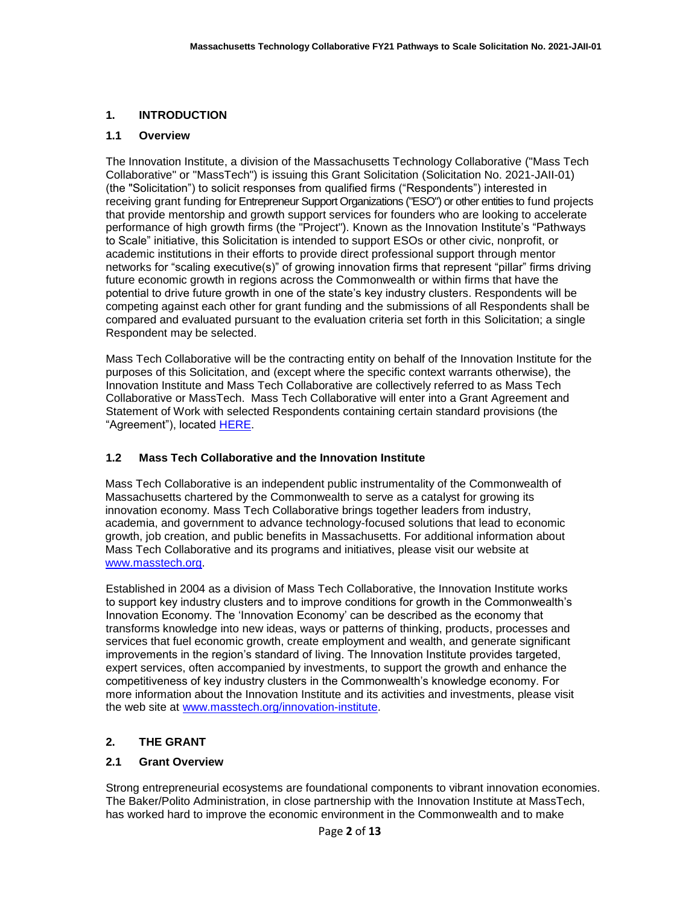## 1. INTRODUCTION

### 1.1 Overview

The Innovation Institute, a division of the Massachusetts Technology Collaborative ("Mass Tech Collaborative" or "MassTech") is issuing this Grant Solicitation (Solicitation No. 2021-JAII-01) (the "Solicitation") to solicit responses from qualified firms ("Respondents") interested in receiving grant funding for Entrepreneur Support Organizations ("ESO") or other entities to fund projects that provide mentorship and growth support services for founders who are looking to accelerate performance of high growth firms (the "Project"). Known as the Innovation Institute's "Pathways to Scale" initiative, this Solicitation is intended to support ESOs or other civic, nonprofit, or academic institutions in their efforts to provide direct professional support through mentor networks for "scaling executive(s)" of growing innovation firms that represent "pillar" firms driving future economic growth in regions across the Commonwealth or within firms that have the potential to drive future growth in one of the state's key industry clusters. Respondents will be competing against each other for grant funding and the submissions of all Respondents shall be compared and evaluated pursuant to the evaluation criteria set forth in this Solicitation; a single Respondent may be selected.

Mass Tech Collaborative will be the contracting entity on behalf of the Innovation Institute for the purposes of this Solicitation, and (except where the specific context warrants otherwise), the Innovation Institute and Mass Tech Collaborative are collectively referred to as Mass Tech Collaborative or MassTech. Mass Tech Collaborative will enter into a Grant Agreement and Statement of Work with selected Respondents containing certain standard provisions (the "Agreement"), located [HERE].

### 1.2 Mass Tech Collaborative and the Innovation Institute

Mass Tech Collaborative is an independent public instrumentality of the Commonwealth of Massachusetts chartered by the Commonwealth to serve as a catalyst for growing its innovation economy. Mass Tech Collaborative brings together leaders from industry, academia, and government to advance technology-focused solutions that lead to economic growth, job creation, and public benefits in Massachusetts. For additional information about Mass Tech Collaborative and its programs and initiatives, please visit our website at [www.masstech.org](www.masstech.org).

Established in 2004 as a division of Mass Tech Collaborative, the Innovation Institute works to support key industry clusters and to improve conditions for growth in the Commonwealth's Innovation Economy. The 'Innovation Economy' can be described as the economy that transforms knowledge into new ideas, ways or patterns of thinking, products, processes and services that fuel economic growth, create employment and wealth, and generate significant improvements in the region's standard of living. The Innovation Institute provides targeted, expert services, often accompanied by investments, to support the growth and enhance the competitiveness of key industry clusters in the Commonwealth's knowledge economy. For more information about the Innovation Institute and its activities and investments, please visit the web site at [www.masstech.org/innovation-institute](www.masstech.org/innovation-institute).

## 2. THE GRANT

### 2.1 Grant Overview

Strong entrepreneurial ecosystems are foundational components to vibrant innovation economies. The Baker/Polito Administration, in close partnership with the Innovation Institute at MassTech, has worked hard to improve the economic environment in the Commonwealth and to make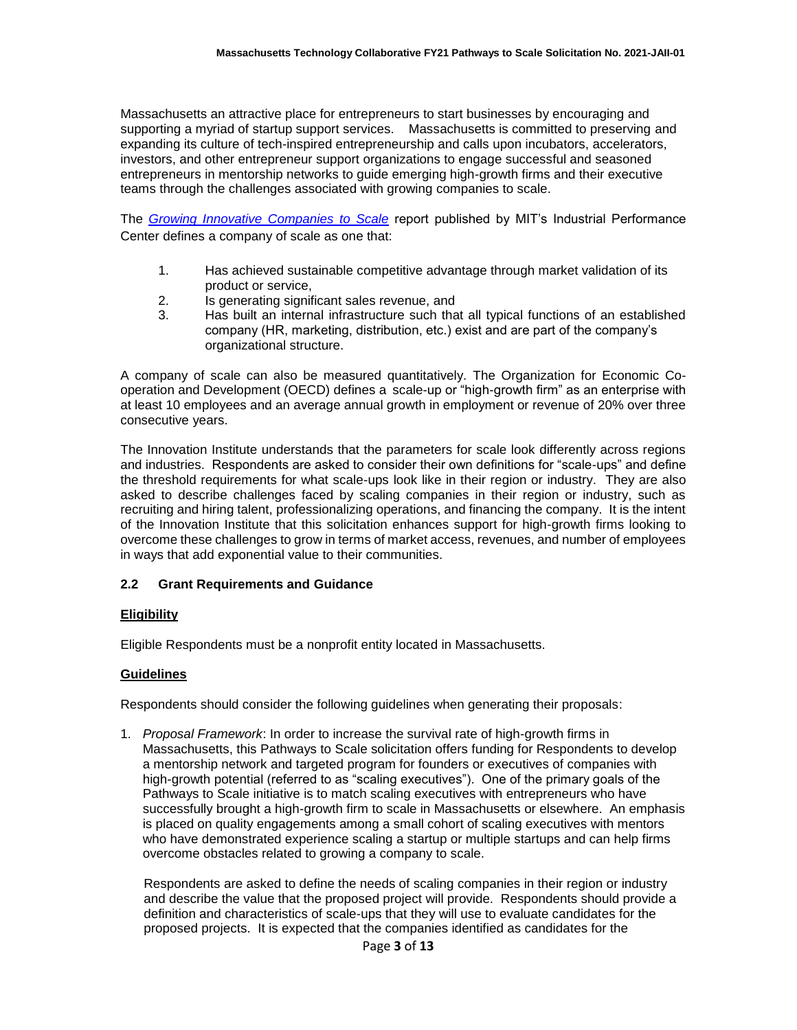Massachusetts an attractive place for entrepreneurs to start businesses by encouraging and supporting a myriad of startup support services. Massachusetts is committed to preserving and expanding its culture of tech-inspired entrepreneurship and calls upon incubators, accelerators, investors, and other entrepreneur support organizations to engage successful and seasoned entrepreneurs in mentorship networks to guide emerging high-growth firms and their executive teams through the challenges associated with growing companies to scale.

The *Growing Innovative Companies to Scale* report published by MIT's Industrial Performance Center defines a company of scale as one that:

1. Has achieved sustainable competitive advantage through market validation of its product or service,
2. Is generating significant sales revenue, and
3. Has built an internal infrastructure such that all typical functions of an established company (HR, marketing, distribution, etc.) exist and are part of the company's organizational structure.

A company of scale can also be measured quantitatively. The Organization for Economic Co-operation and Development (OECD) defines a scale-up or "high-growth firm" as an enterprise with at least 10 employees and an average annual growth in employment or revenue of 20% over three consecutive years.

The Innovation Institute understands that the parameters for scale look differently across regions and industries. Respondents are asked to consider their own definitions for "scale-ups" and define the threshold requirements for what scale-ups look like in their region or industry. They are also asked to describe challenges faced by scaling companies in their region or industry, such as recruiting and hiring talent, professionalizing operations, and financing the company. It is the intent of the Innovation Institute that this solicitation enhances support for high-growth firms looking to overcome these challenges to grow in terms of market access, revenues, and number of employees in ways that add exponential value to their communities.

### 2.2 Grant Requirements and Guidance

**Eligibility**

Eligible Respondents must be a nonprofit entity located in Massachusetts.

**Guidelines**

Respondents should consider the following guidelines when generating their proposals:

1. *Proposal Framework*: In order to increase the survival rate of high-growth firms in Massachusetts, this Pathways to Scale solicitation offers funding for Respondents to develop a mentorship network and targeted program for founders or executives of companies with high-growth potential (referred to as "scaling executives"). One of the primary goals of the Pathways to Scale initiative is to match scaling executives with entrepreneurs who have successfully brought a high-growth firm to scale in Massachusetts or elsewhere. An emphasis is placed on quality engagements among a small cohort of scaling executives with mentors who have demonstrated experience scaling a startup or multiple startups and can help firms overcome obstacles related to growing a company to scale.

   Respondents are asked to define the needs of scaling companies in their region or industry and describe the value that the proposed project will provide. Respondents should provide a definition and characteristics of scale-ups that they will use to evaluate candidates for the proposed projects. It is expected that the companies identified as candidates for the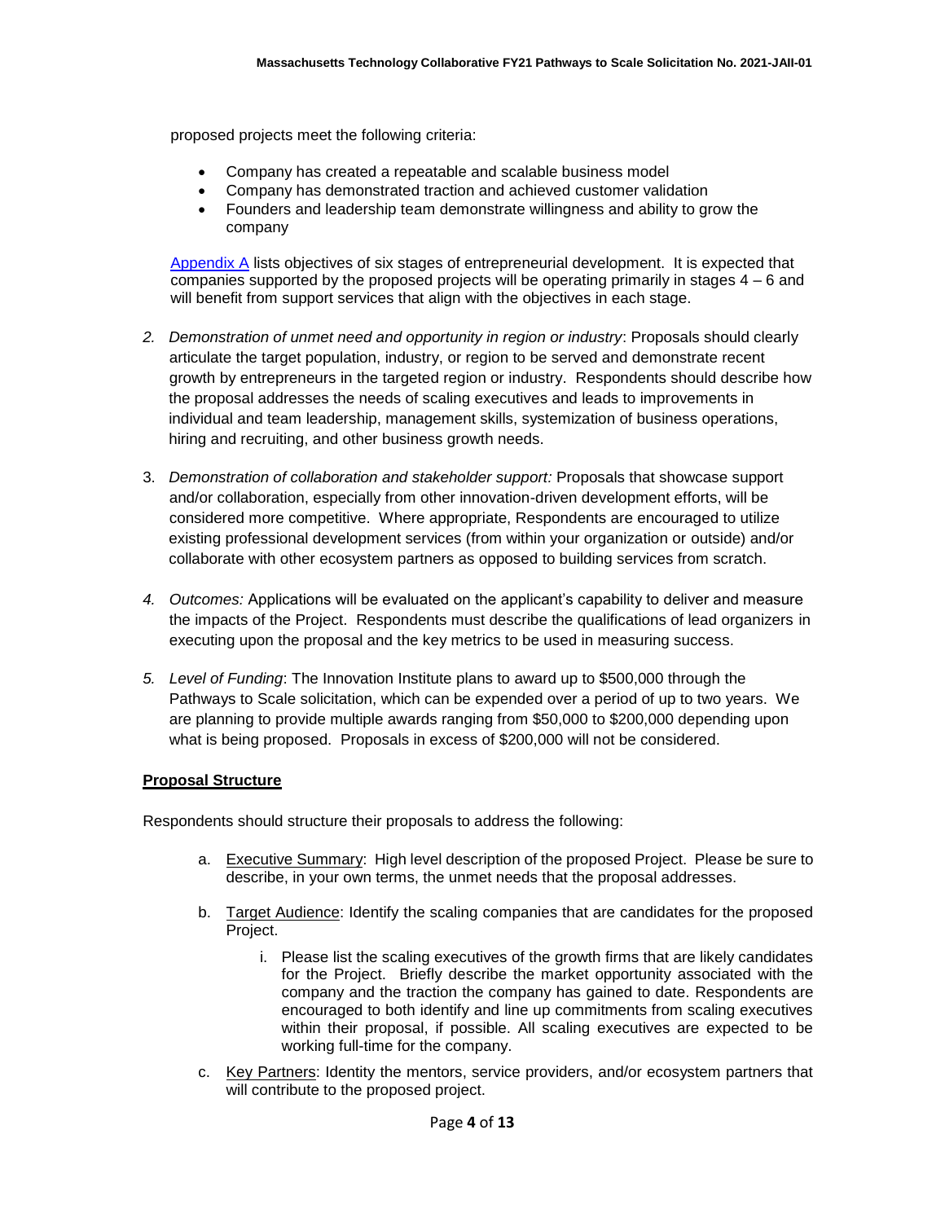proposed projects meet the following criteria:

- Company has created a repeatable and scalable business model
- Company has demonstrated traction and achieved customer validation
- Founders and leadership team demonstrate willingness and ability to grow the company

Appendix A lists objectives of six stages of entrepreneurial development. It is expected that companies supported by the proposed projects will be operating primarily in stages 4 – 6 and will benefit from support services that align with the objectives in each stage.

2. *Demonstration of unmet need and opportunity in region or industry*: Proposals should clearly articulate the target population, industry, or region to be served and demonstrate recent growth by entrepreneurs in the targeted region or industry. Respondents should describe how the proposal addresses the needs of scaling executives and leads to improvements in individual and team leadership, management skills, systemization of business operations, hiring and recruiting, and other business growth needs.

3. *Demonstration of collaboration and stakeholder support:* Proposals that showcase support and/or collaboration, especially from other innovation-driven development efforts, will be considered more competitive. Where appropriate, Respondents are encouraged to utilize existing professional development services (from within your organization or outside) and/or collaborate with other ecosystem partners as opposed to building services from scratch.

4. *Outcomes:* Applications will be evaluated on the applicant's capability to deliver and measure the impacts of the Project. Respondents must describe the qualifications of lead organizers in executing upon the proposal and the key metrics to be used in measuring success.

5. *Level of Funding*: The Innovation Institute plans to award up to $500,000 through the Pathways to Scale solicitation, which can be expended over a period of up to two years. We are planning to provide multiple awards ranging from $50,000 to $200,000 depending upon what is being proposed. Proposals in excess of $200,000 will not be considered.

**Proposal Structure**

Respondents should structure their proposals to address the following:

a. Executive Summary: High level description of the proposed Project. Please be sure to describe, in your own terms, the unmet needs that the proposal addresses.

b. Target Audience: Identify the scaling companies that are candidates for the proposed Project.

   i. Please list the scaling executives of the growth firms that are likely candidates for the Project. Briefly describe the market opportunity associated with the company and the traction the company has gained to date. Respondents are encouraged to both identify and line up commitments from scaling executives within their proposal, if possible. All scaling executives are expected to be working full-time for the company.

c. Key Partners: Identity the mentors, service providers, and/or ecosystem partners that will contribute to the proposed project.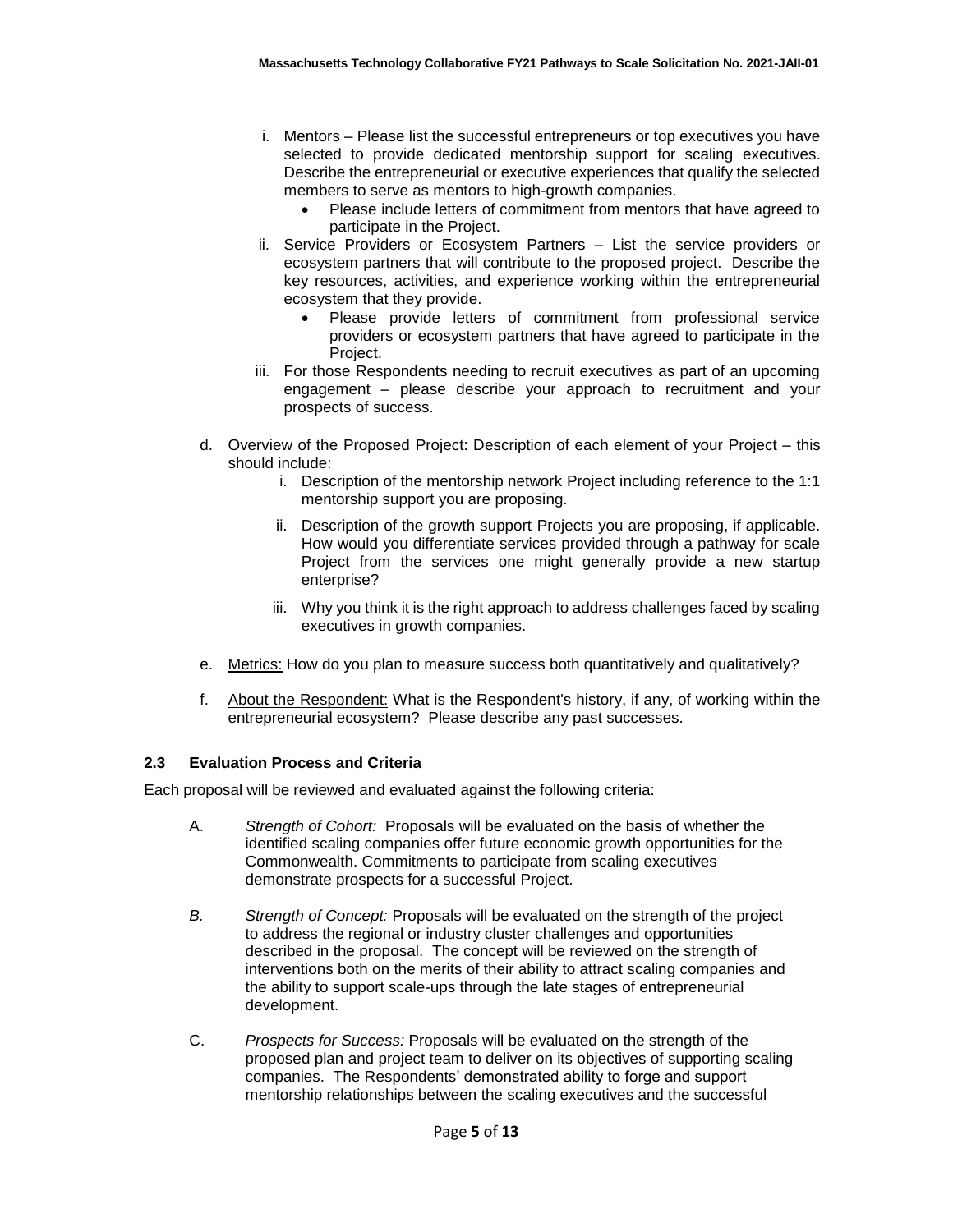i. Mentors – Please list the successful entrepreneurs or top executives you have selected to provide dedicated mentorship support for scaling executives. Describe the entrepreneurial or executive experiences that qualify the selected members to serve as mentors to high-growth companies.
   - Please include letters of commitment from mentors that have agreed to participate in the Project.

ii. Service Providers or Ecosystem Partners – List the service providers or ecosystem partners that will contribute to the proposed project. Describe the key resources, activities, and experience working within the entrepreneurial ecosystem that they provide.
   - Please provide letters of commitment from professional service providers or ecosystem partners that have agreed to participate in the Project.

iii. For those Respondents needing to recruit executives as part of an upcoming engagement – please describe your approach to recruitment and your prospects of success.

d. Overview of the Proposed Project: Description of each element of your Project – this should include:

   i. Description of the mentorship network Project including reference to the 1:1 mentorship support you are proposing.

   ii. Description of the growth support Projects you are proposing, if applicable. How would you differentiate services provided through a pathway for scale Project from the services one might generally provide a new startup enterprise?

   iii. Why you think it is the right approach to address challenges faced by scaling executives in growth companies.

e. Metrics: How do you plan to measure success both quantitatively and qualitatively?

f. About the Respondent: What is the Respondent's history, if any, of working within the entrepreneurial ecosystem? Please describe any past successes.

### 2.3 Evaluation Process and Criteria

Each proposal will be reviewed and evaluated against the following criteria:

A. *Strength of Cohort:* Proposals will be evaluated on the basis of whether the identified scaling companies offer future economic growth opportunities for the Commonwealth. Commitments to participate from scaling executives demonstrate prospects for a successful Project.

*B.* *Strength of Concept:* Proposals will be evaluated on the strength of the project to address the regional or industry cluster challenges and opportunities described in the proposal. The concept will be reviewed on the strength of interventions both on the merits of their ability to attract scaling companies and the ability to support scale-ups through the late stages of entrepreneurial development.

C. *Prospects for Success:* Proposals will be evaluated on the strength of the proposed plan and project team to deliver on its objectives of supporting scaling companies. The Respondents' demonstrated ability to forge and support mentorship relationships between the scaling executives and the successful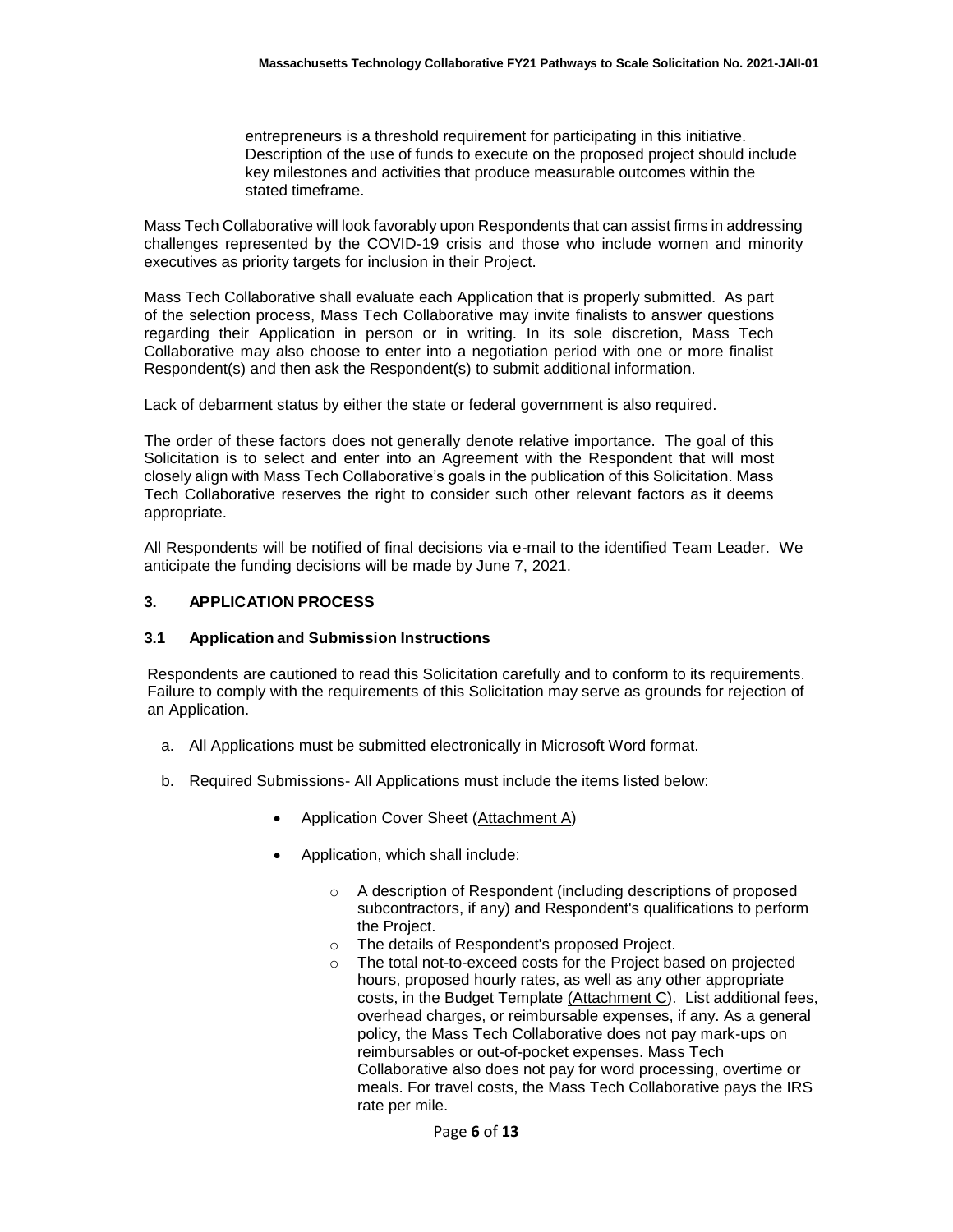entrepreneurs is a threshold requirement for participating in this initiative. Description of the use of funds to execute on the proposed project should include key milestones and activities that produce measurable outcomes within the stated timeframe.

Mass Tech Collaborative will look favorably upon Respondents that can assist firms in addressing challenges represented by the COVID-19 crisis and those who include women and minority executives as priority targets for inclusion in their Project.

Mass Tech Collaborative shall evaluate each Application that is properly submitted. As part of the selection process, Mass Tech Collaborative may invite finalists to answer questions regarding their Application in person or in writing. In its sole discretion, Mass Tech Collaborative may also choose to enter into a negotiation period with one or more finalist Respondent(s) and then ask the Respondent(s) to submit additional information.

Lack of debarment status by either the state or federal government is also required.

The order of these factors does not generally denote relative importance. The goal of this Solicitation is to select and enter into an Agreement with the Respondent that will most closely align with Mass Tech Collaborative's goals in the publication of this Solicitation. Mass Tech Collaborative reserves the right to consider such other relevant factors as it deems appropriate.

All Respondents will be notified of final decisions via e-mail to the identified Team Leader. We anticipate the funding decisions will be made by June 7, 2021.

## 3. APPLICATION PROCESS

### 3.1 Application and Submission Instructions

Respondents are cautioned to read this Solicitation carefully and to conform to its requirements. Failure to comply with the requirements of this Solicitation may serve as grounds for rejection of an Application.

a. All Applications must be submitted electronically in Microsoft Word format.

b. Required Submissions- All Applications must include the items listed below:

- Application Cover Sheet (Attachment A)
- Application, which shall include:
  - A description of Respondent (including descriptions of proposed subcontractors, if any) and Respondent's qualifications to perform the Project.
  - The details of Respondent's proposed Project.
  - The total not-to-exceed costs for the Project based on projected hours, proposed hourly rates, as well as any other appropriate costs, in the Budget Template (Attachment C). List additional fees, overhead charges, or reimbursable expenses, if any. As a general policy, the Mass Tech Collaborative does not pay mark-ups on reimbursables or out-of-pocket expenses. Mass Tech Collaborative also does not pay for word processing, overtime or meals. For travel costs, the Mass Tech Collaborative pays the IRS rate per mile.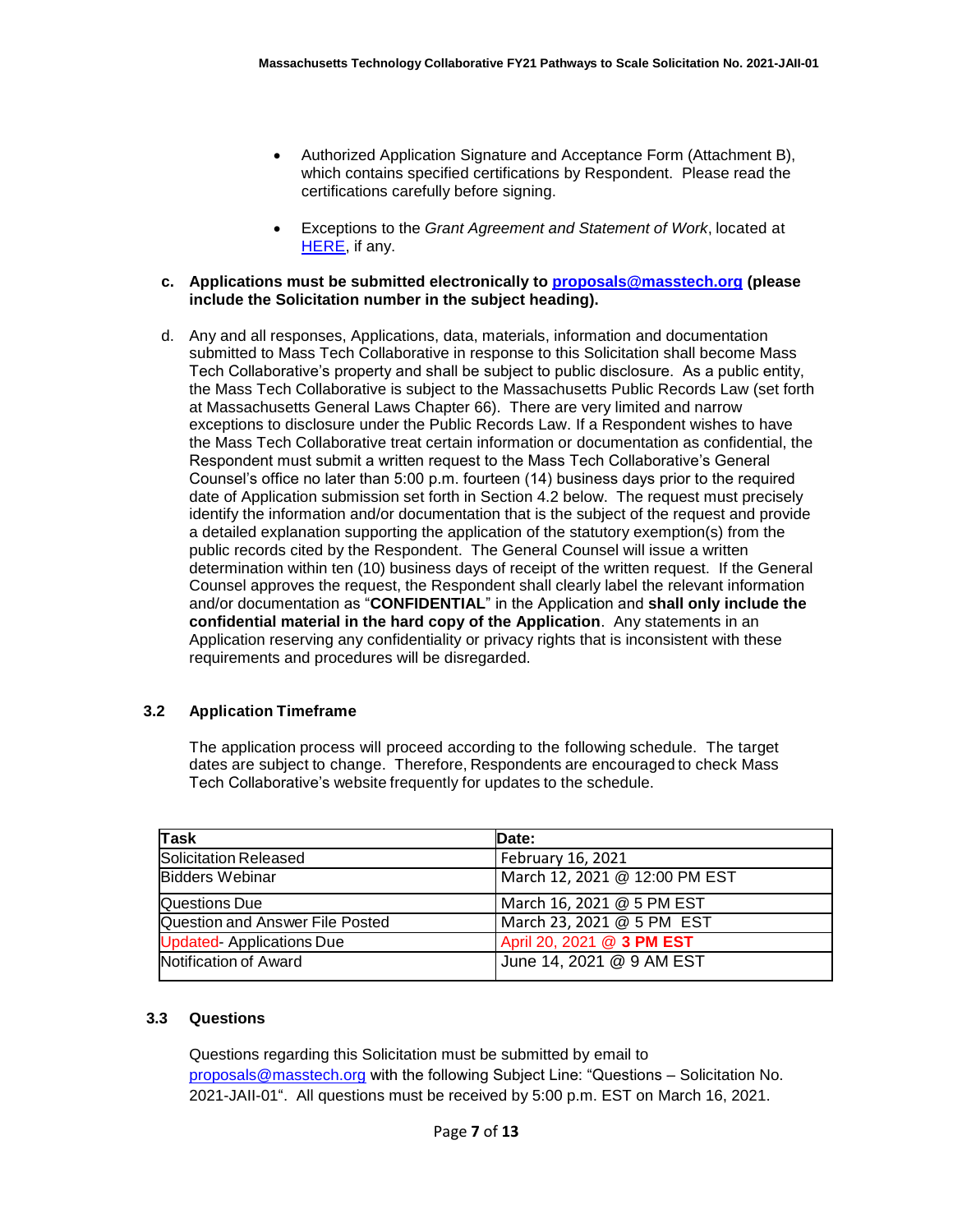- Authorized Application Signature and Acceptance Form (Attachment B), which contains specified certifications by Respondent. Please read the certifications carefully before signing.

- Exceptions to the *Grant Agreement and Statement of Work*, located at HERE, if any.

c. **Applications must be submitted electronically to proposals@masstech.org (please include the Solicitation number in the subject heading).**

d. Any and all responses, Applications, data, materials, information and documentation submitted to Mass Tech Collaborative in response to this Solicitation shall become Mass Tech Collaborative's property and shall be subject to public disclosure. As a public entity, the Mass Tech Collaborative is subject to the Massachusetts Public Records Law (set forth at Massachusetts General Laws Chapter 66). There are very limited and narrow exceptions to disclosure under the Public Records Law. If a Respondent wishes to have the Mass Tech Collaborative treat certain information or documentation as confidential, the Respondent must submit a written request to the Mass Tech Collaborative's General Counsel's office no later than 5:00 p.m. fourteen (14) business days prior to the required date of Application submission set forth in Section 4.2 below. The request must precisely identify the information and/or documentation that is the subject of the request and provide a detailed explanation supporting the application of the statutory exemption(s) from the public records cited by the Respondent. The General Counsel will issue a written determination within ten (10) business days of receipt of the written request. If the General Counsel approves the request, the Respondent shall clearly label the relevant information and/or documentation as "**CONFIDENTIAL**" in the Application and **shall only include the confidential material in the hard copy of the Application**. Any statements in an Application reserving any confidentiality or privacy rights that is inconsistent with these requirements and procedures will be disregarded.

### 3.2 Application Timeframe

The application process will proceed according to the following schedule. The target dates are subject to change. Therefore, Respondents are encouraged to check Mass Tech Collaborative's website frequently for updates to the schedule.

| Task | Date: |
|---|---|
| Solicitation Released | February 16, 2021 |
| Bidders Webinar | March 12, 2021 @ 12:00 PM EST |
| Questions Due | March 16, 2021 @ 5 PM EST |
| Question and Answer File Posted | March 23, 2021 @ 5 PM EST |
| Updated- Applications Due | April 20, 2021 @ **3 PM EST** |
| Notification of Award | June 14, 2021 @ 9 AM EST |

### 3.3 Questions

Questions regarding this Solicitation must be submitted by email to proposals@masstech.org with the following Subject Line: "Questions – Solicitation No. 2021-JAII-01". All questions must be received by 5:00 p.m. EST on March 16, 2021.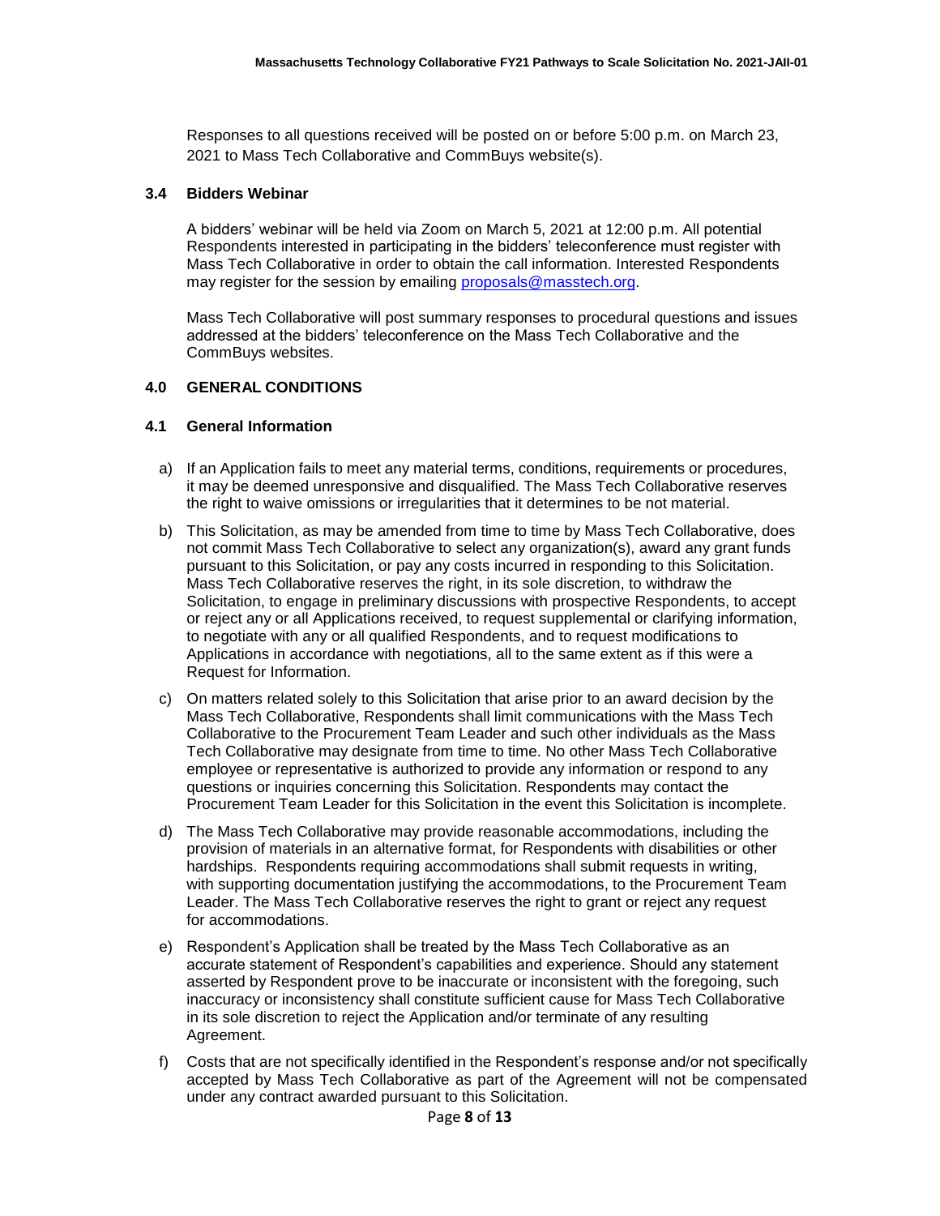Responses to all questions received will be posted on or before 5:00 p.m. on March 23, 2021 to Mass Tech Collaborative and CommBuys website(s).

### 3.4 Bidders Webinar

A bidders' webinar will be held via Zoom on March 5, 2021 at 12:00 p.m. All potential Respondents interested in participating in the bidders' teleconference must register with Mass Tech Collaborative in order to obtain the call information. Interested Respondents may register for the session by emailing proposals@masstech.org.

Mass Tech Collaborative will post summary responses to procedural questions and issues addressed at the bidders' teleconference on the Mass Tech Collaborative and the CommBuys websites.

## 4.0 GENERAL CONDITIONS

### 4.1 General Information

a) If an Application fails to meet any material terms, conditions, requirements or procedures, it may be deemed unresponsive and disqualified. The Mass Tech Collaborative reserves the right to waive omissions or irregularities that it determines to be not material.

b) This Solicitation, as may be amended from time to time by Mass Tech Collaborative, does not commit Mass Tech Collaborative to select any organization(s), award any grant funds pursuant to this Solicitation, or pay any costs incurred in responding to this Solicitation. Mass Tech Collaborative reserves the right, in its sole discretion, to withdraw the Solicitation, to engage in preliminary discussions with prospective Respondents, to accept or reject any or all Applications received, to request supplemental or clarifying information, to negotiate with any or all qualified Respondents, and to request modifications to Applications in accordance with negotiations, all to the same extent as if this were a Request for Information.

c) On matters related solely to this Solicitation that arise prior to an award decision by the Mass Tech Collaborative, Respondents shall limit communications with the Mass Tech Collaborative to the Procurement Team Leader and such other individuals as the Mass Tech Collaborative may designate from time to time. No other Mass Tech Collaborative employee or representative is authorized to provide any information or respond to any questions or inquiries concerning this Solicitation. Respondents may contact the Procurement Team Leader for this Solicitation in the event this Solicitation is incomplete.

d) The Mass Tech Collaborative may provide reasonable accommodations, including the provision of materials in an alternative format, for Respondents with disabilities or other hardships. Respondents requiring accommodations shall submit requests in writing, with supporting documentation justifying the accommodations, to the Procurement Team Leader. The Mass Tech Collaborative reserves the right to grant or reject any request for accommodations.

e) Respondent's Application shall be treated by the Mass Tech Collaborative as an accurate statement of Respondent's capabilities and experience. Should any statement asserted by Respondent prove to be inaccurate or inconsistent with the foregoing, such inaccuracy or inconsistency shall constitute sufficient cause for Mass Tech Collaborative in its sole discretion to reject the Application and/or terminate of any resulting Agreement.

f) Costs that are not specifically identified in the Respondent's response and/or not specifically accepted by Mass Tech Collaborative as part of the Agreement will not be compensated under any contract awarded pursuant to this Solicitation.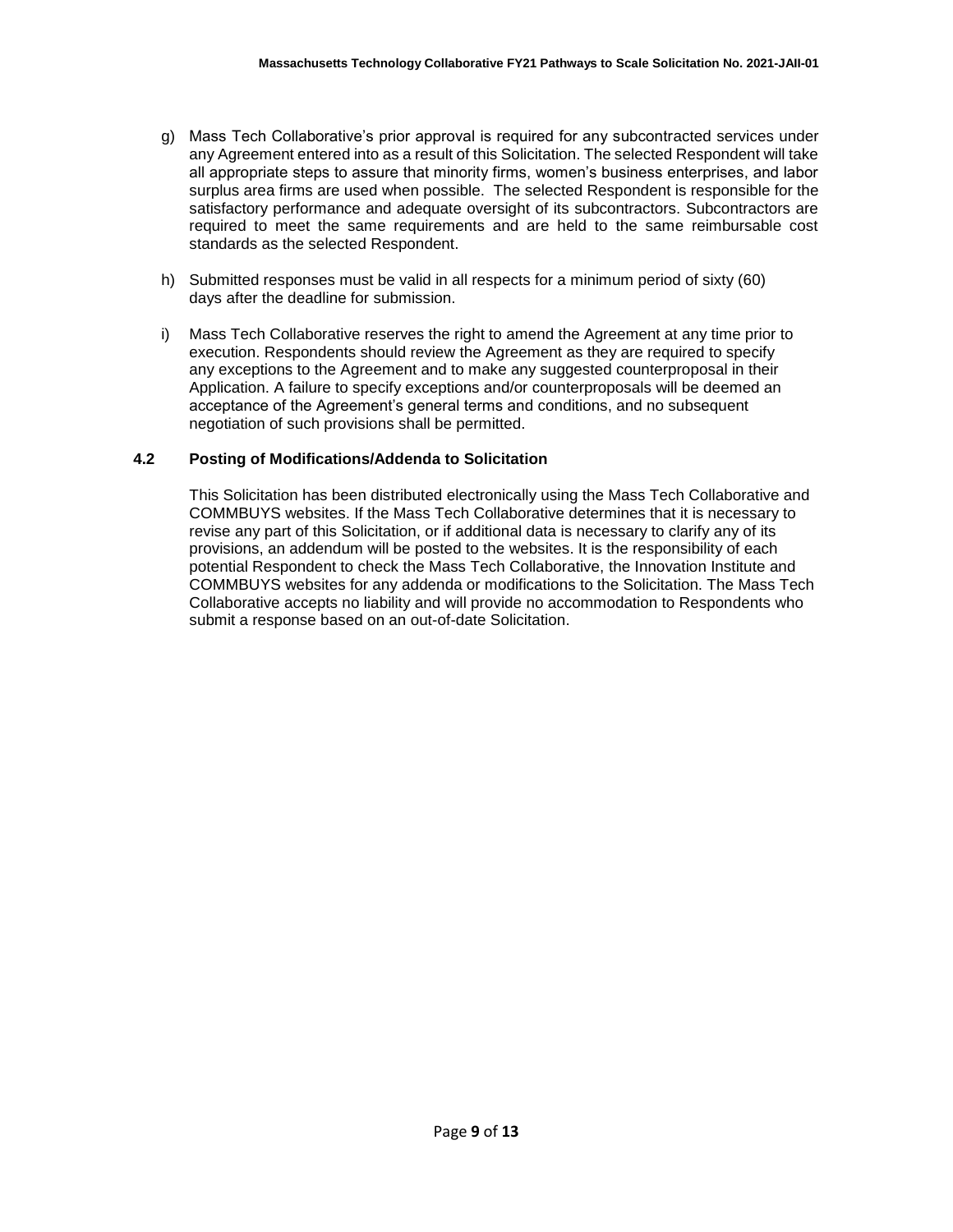g) Mass Tech Collaborative's prior approval is required for any subcontracted services under any Agreement entered into as a result of this Solicitation. The selected Respondent will take all appropriate steps to assure that minority firms, women's business enterprises, and labor surplus area firms are used when possible. The selected Respondent is responsible for the satisfactory performance and adequate oversight of its subcontractors. Subcontractors are required to meet the same requirements and are held to the same reimbursable cost standards as the selected Respondent.

h) Submitted responses must be valid in all respects for a minimum period of sixty (60) days after the deadline for submission.

i) Mass Tech Collaborative reserves the right to amend the Agreement at any time prior to execution. Respondents should review the Agreement as they are required to specify any exceptions to the Agreement and to make any suggested counterproposal in their Application. A failure to specify exceptions and/or counterproposals will be deemed an acceptance of the Agreement's general terms and conditions, and no subsequent negotiation of such provisions shall be permitted.

### 4.2 Posting of Modifications/Addenda to Solicitation

This Solicitation has been distributed electronically using the Mass Tech Collaborative and COMMBUYS websites. If the Mass Tech Collaborative determines that it is necessary to revise any part of this Solicitation, or if additional data is necessary to clarify any of its provisions, an addendum will be posted to the websites. It is the responsibility of each potential Respondent to check the Mass Tech Collaborative, the Innovation Institute and COMMBUYS websites for any addenda or modifications to the Solicitation. The Mass Tech Collaborative accepts no liability and will provide no accommodation to Respondents who submit a response based on an out-of-date Solicitation.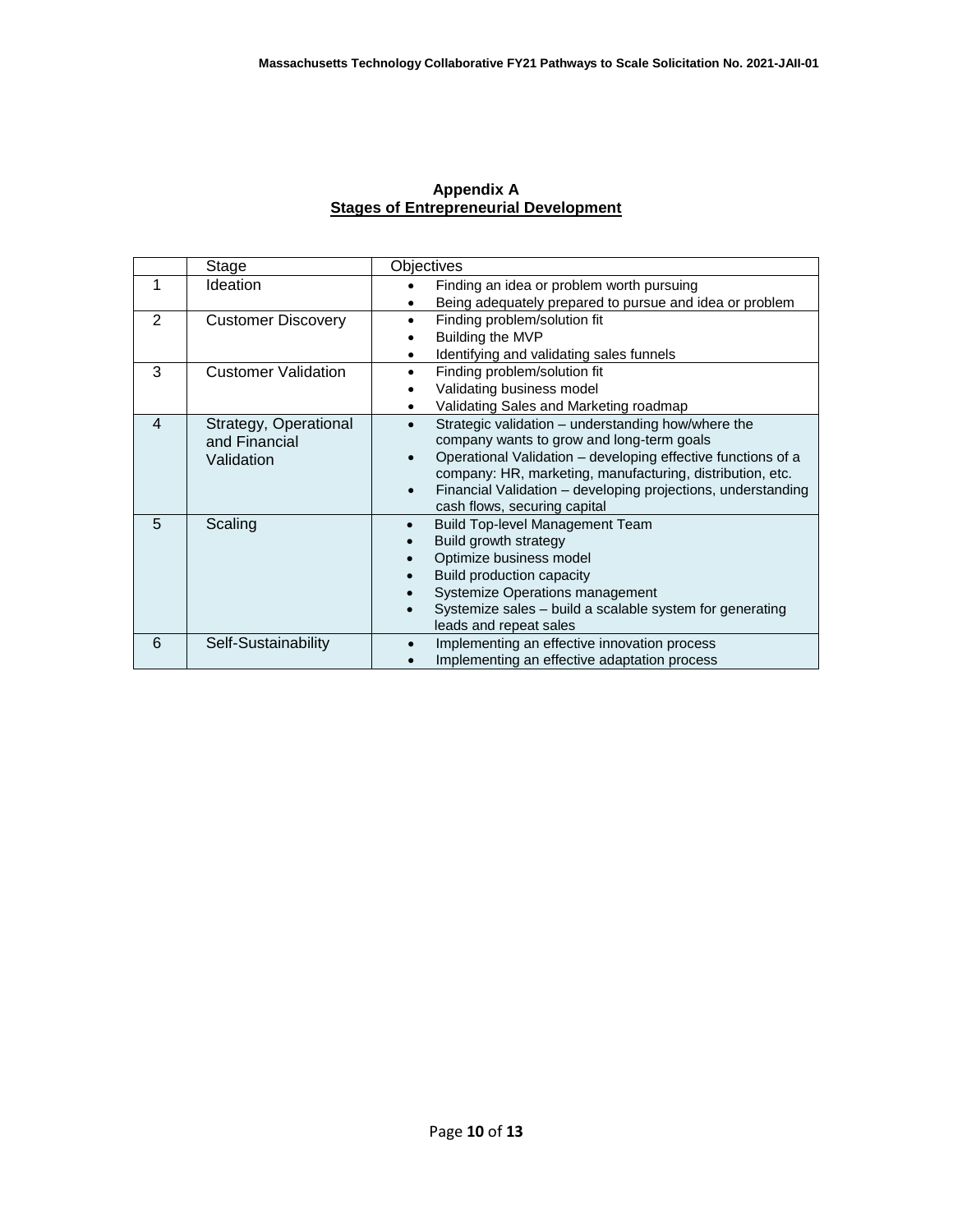## Appendix A

## Stages of Entrepreneurial Development

| | Stage | Objectives |
|---|---|---|
| 1 | Ideation | • Finding an idea or problem worth pursuing<br>• Being adequately prepared to pursue and idea or problem |
| 2 | Customer Discovery | • Finding problem/solution fit<br>• Building the MVP<br>• Identifying and validating sales funnels |
| 3 | Customer Validation | • Finding problem/solution fit<br>• Validating business model<br>• Validating Sales and Marketing roadmap |
| 4 | Strategy, Operational and Financial Validation | • Strategic validation – understanding how/where the company wants to grow and long-term goals<br>• Operational Validation – developing effective functions of a company: HR, marketing, manufacturing, distribution, etc.<br>• Financial Validation – developing projections, understanding cash flows, securing capital |
| 5 | Scaling | • Build Top-level Management Team<br>• Build growth strategy<br>• Optimize business model<br>• Build production capacity<br>• Systemize Operations management<br>• Systemize sales – build a scalable system for generating leads and repeat sales |
| 6 | Self-Sustainability | • Implementing an effective innovation process<br>• Implementing an effective adaptation process |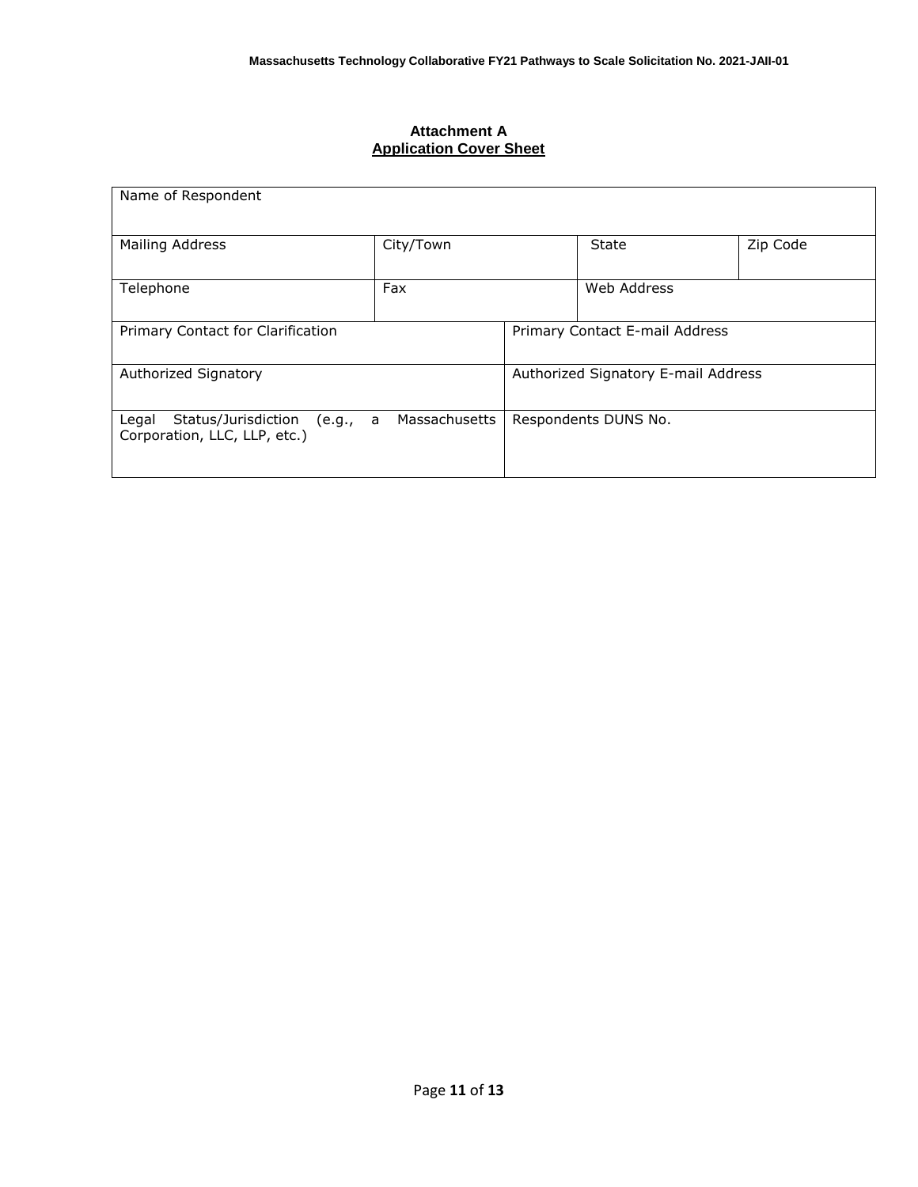**Attachment A**
**Application Cover Sheet**

| Name of Respondent | | | |
|---|---|---|---|
| Mailing Address | City/Town | State | Zip Code |
| Telephone | Fax | Web Address | |
| Primary Contact for Clarification | | Primary Contact E-mail Address | |
| Authorized Signatory | | Authorized Signatory E-mail Address | |
| Legal Status/Jurisdiction (e.g., a Massachusetts Corporation, LLC, LLP, etc.) | | Respondents DUNS No. | |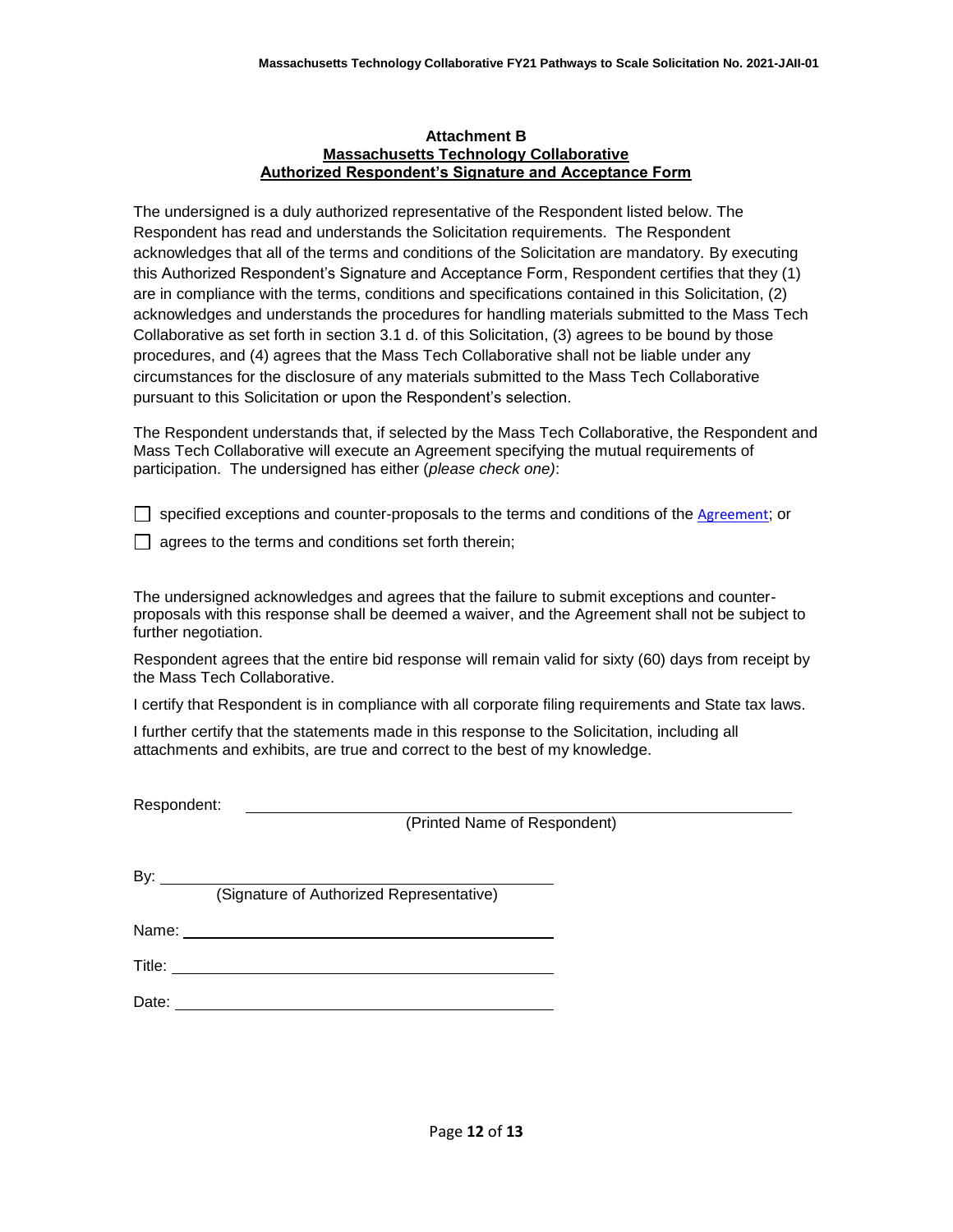**Attachment B**
**Massachusetts Technology Collaborative**
**Authorized Respondent's Signature and Acceptance Form**

The undersigned is a duly authorized representative of the Respondent listed below. The Respondent has read and understands the Solicitation requirements. The Respondent acknowledges that all of the terms and conditions of the Solicitation are mandatory. By executing this Authorized Respondent's Signature and Acceptance Form, Respondent certifies that they (1) are in compliance with the terms, conditions and specifications contained in this Solicitation, (2) acknowledges and understands the procedures for handling materials submitted to the Mass Tech Collaborative as set forth in section 3.1 d. of this Solicitation, (3) agrees to be bound by those procedures, and (4) agrees that the Mass Tech Collaborative shall not be liable under any circumstances for the disclosure of any materials submitted to the Mass Tech Collaborative pursuant to this Solicitation or upon the Respondent's selection.

The Respondent understands that, if selected by the Mass Tech Collaborative, the Respondent and Mass Tech Collaborative will execute an Agreement specifying the mutual requirements of participation. The undersigned has either (*please check one)*:

☐ specified exceptions and counter-proposals to the terms and conditions of the Agreement; or

☐ agrees to the terms and conditions set forth therein;

The undersigned acknowledges and agrees that the failure to submit exceptions and counter-proposals with this response shall be deemed a waiver, and the Agreement shall not be subject to further negotiation.

Respondent agrees that the entire bid response will remain valid for sixty (60) days from receipt by the Mass Tech Collaborative.

I certify that Respondent is in compliance with all corporate filing requirements and State tax laws.

I further certify that the statements made in this response to the Solicitation, including all attachments and exhibits, are true and correct to the best of my knowledge.

Respondent: ______________________________________________
(Printed Name of Respondent)

By: ______________________________________________
(Signature of Authorized Representative)

Name: ______________________________________________

Title: ______________________________________________

Date: ______________________________________________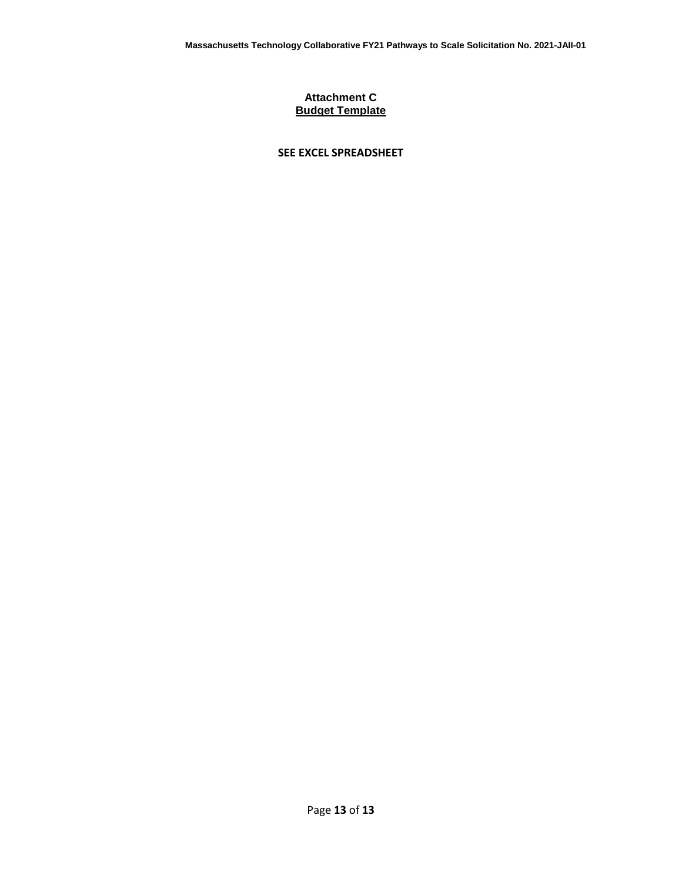## Attachment C
## Budget Template

**SEE EXCEL SPREADSHEET**